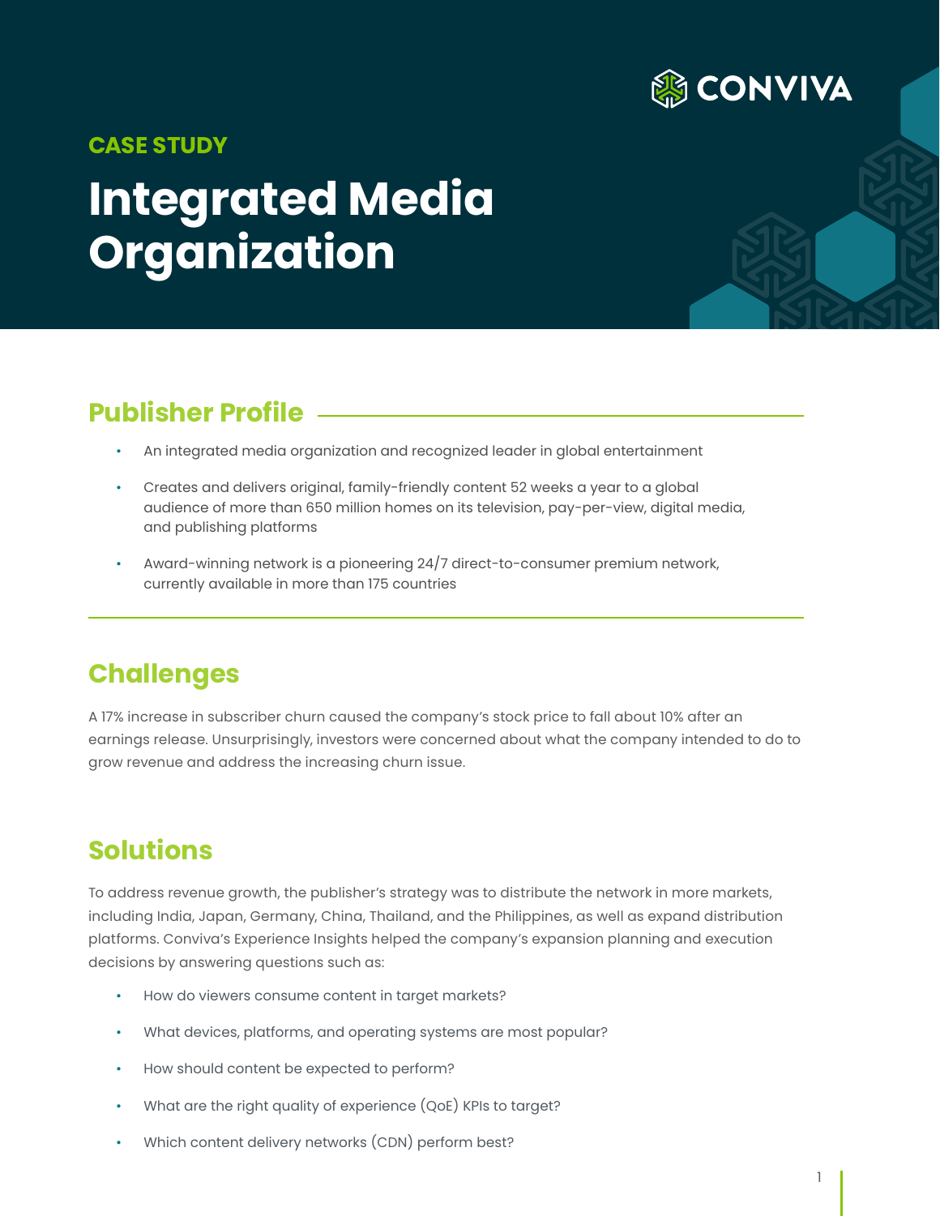CONVIVA

**CASE STUDY**

# Integrated Media Organization

## Publisher Profile

- An integrated media organization and recognized leader in global entertainment
- Creates and delivers original, family-friendly content 52 weeks a year to a global audience of more than 650 million homes on its television, pay-per-view, digital media, and publishing platforms
- Award-winning network is a pioneering 24/7 direct-to-consumer premium network, currently available in more than 175 countries

## Challenges

A 17% increase in subscriber churn caused the company's stock price to fall about 10% after an earnings release. Unsurprisingly, investors were concerned about what the company intended to do to grow revenue and address the increasing churn issue.

## Solutions

To address revenue growth, the publisher's strategy was to distribute the network in more markets, including India, Japan, Germany, China, Thailand, and the Philippines, as well as expand distribution platforms. Conviva's Experience Insights helped the company's expansion planning and execution decisions by answering questions such as:

- How do viewers consume content in target markets?
- What devices, platforms, and operating systems are most popular?
- How should content be expected to perform?
- What are the right quality of experience (QoE) KPIs to target?
- Which content delivery networks (CDN) perform best?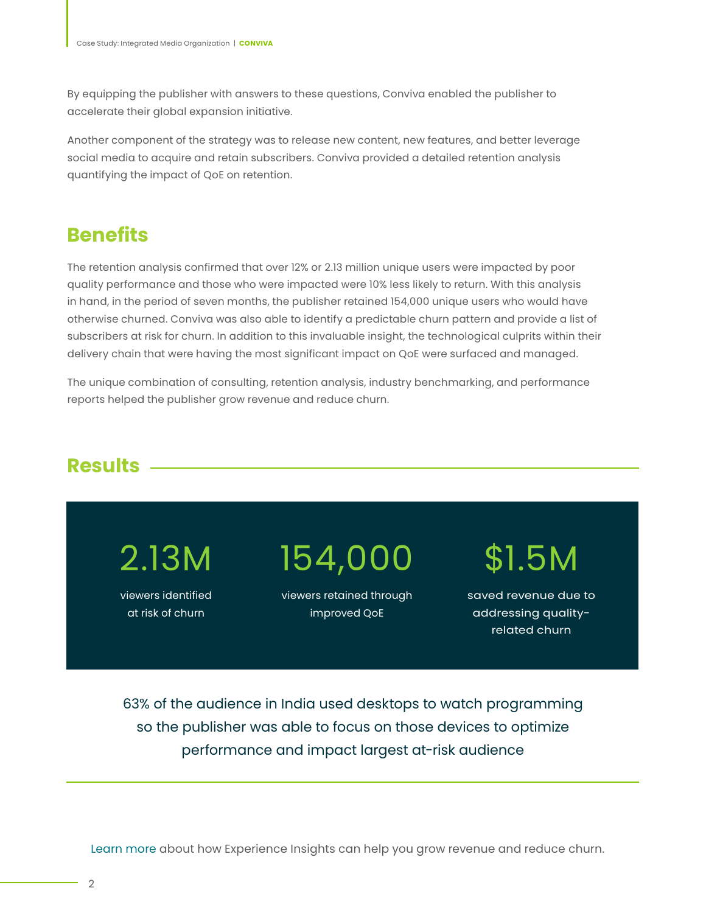By equipping the publisher with answers to these questions, Conviva enabled the publisher to accelerate their global expansion initiative.

Another component of the strategy was to release new content, new features, and better leverage social media to acquire and retain subscribers. Conviva provided a detailed retention analysis quantifying the impact of QoE on retention.

## Benefits

The retention analysis confirmed that over 12% or 2.13 million unique users were impacted by poor quality performance and those who were impacted were 10% less likely to return. With this analysis in hand, in the period of seven months, the publisher retained 154,000 unique users who would have otherwise churned. Conviva was also able to identify a predictable churn pattern and provide a list of subscribers at risk for churn. In addition to this invaluable insight, the technological culprits within their delivery chain that were having the most significant impact on QoE were surfaced and managed.

The unique combination of consulting, retention analysis, industry benchmarking, and performance reports helped the publisher grow revenue and reduce churn.

## Results

**2.13M**
viewers identified at risk of churn

**154,000**
viewers retained through improved QoE

**$1.5M**
saved revenue due to addressing quality-related churn

63% of the audience in India used desktops to watch programming so the publisher was able to focus on those devices to optimize performance and impact largest at-risk audience

Learn more about how Experience Insights can help you grow revenue and reduce churn.